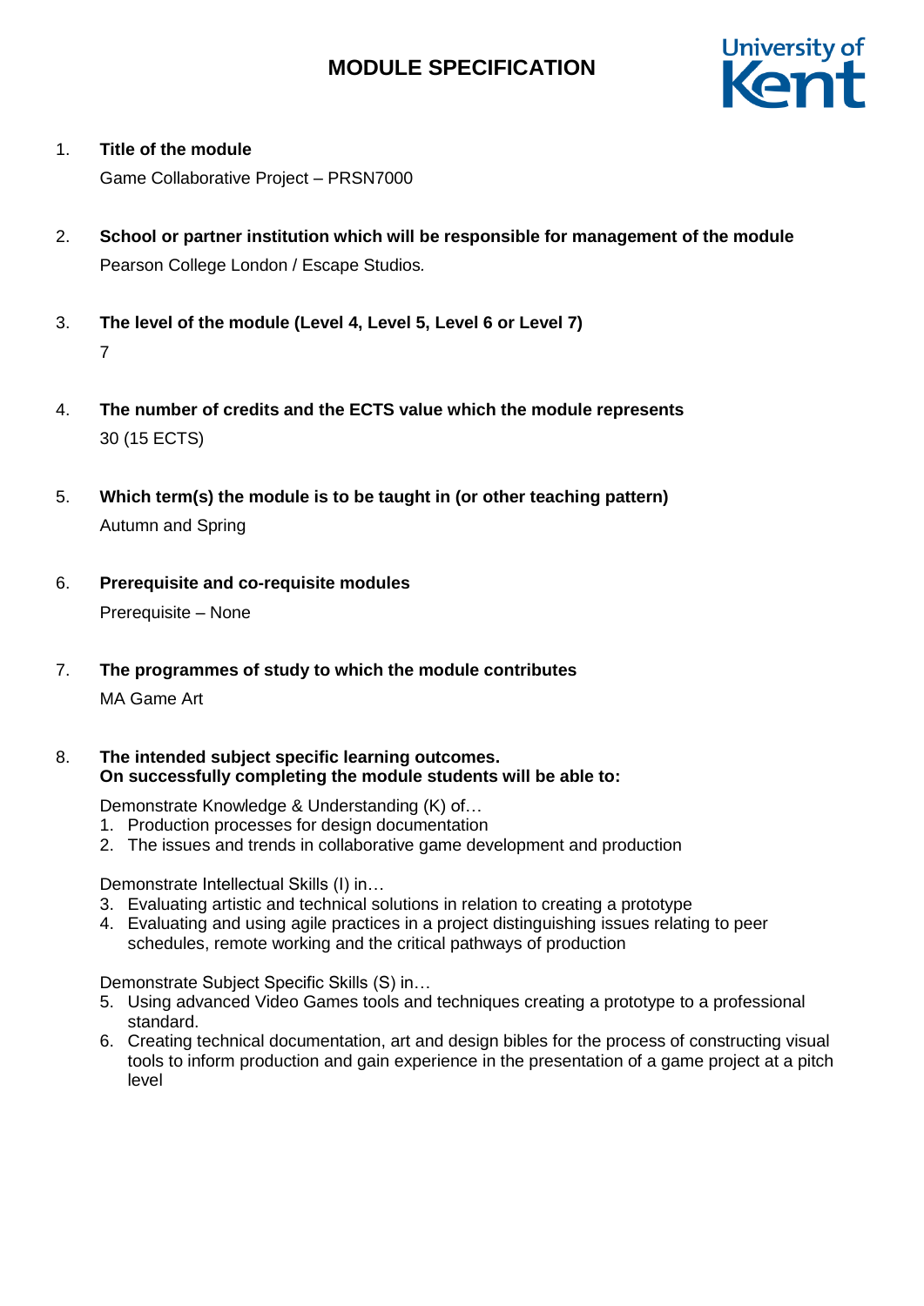# MODULE SPECIFICATION

University of Kent

1. **Title of the module**

   Game Collaborative Project – PRSN7000

2. **School or partner institution which will be responsible for management of the module**

   Pearson College London / Escape Studios.

3. **The level of the module (Level 4, Level 5, Level 6 or Level 7)**

   7

4. **The number of credits and the ECTS value which the module represents**

   30 (15 ECTS)

5. **Which term(s) the module is to be taught in (or other teaching pattern)**

   Autumn and Spring

6. **Prerequisite and co-requisite modules**

   Prerequisite – None

7. **The programmes of study to which the module contributes**

   MA Game Art

8. **The intended subject specific learning outcomes. On successfully completing the module students will be able to:**

   Demonstrate Knowledge & Understanding (K) of…
   1. Production processes for design documentation
   2. The issues and trends in collaborative game development and production

   Demonstrate Intellectual Skills (I) in…
   3. Evaluating artistic and technical solutions in relation to creating a prototype
   4. Evaluating and using agile practices in a project distinguishing issues relating to peer schedules, remote working and the critical pathways of production

   Demonstrate Subject Specific Skills (S) in…
   5. Using advanced Video Games tools and techniques creating a prototype to a professional standard.
   6. Creating technical documentation, art and design bibles for the process of constructing visual tools to inform production and gain experience in the presentation of a game project at a pitch level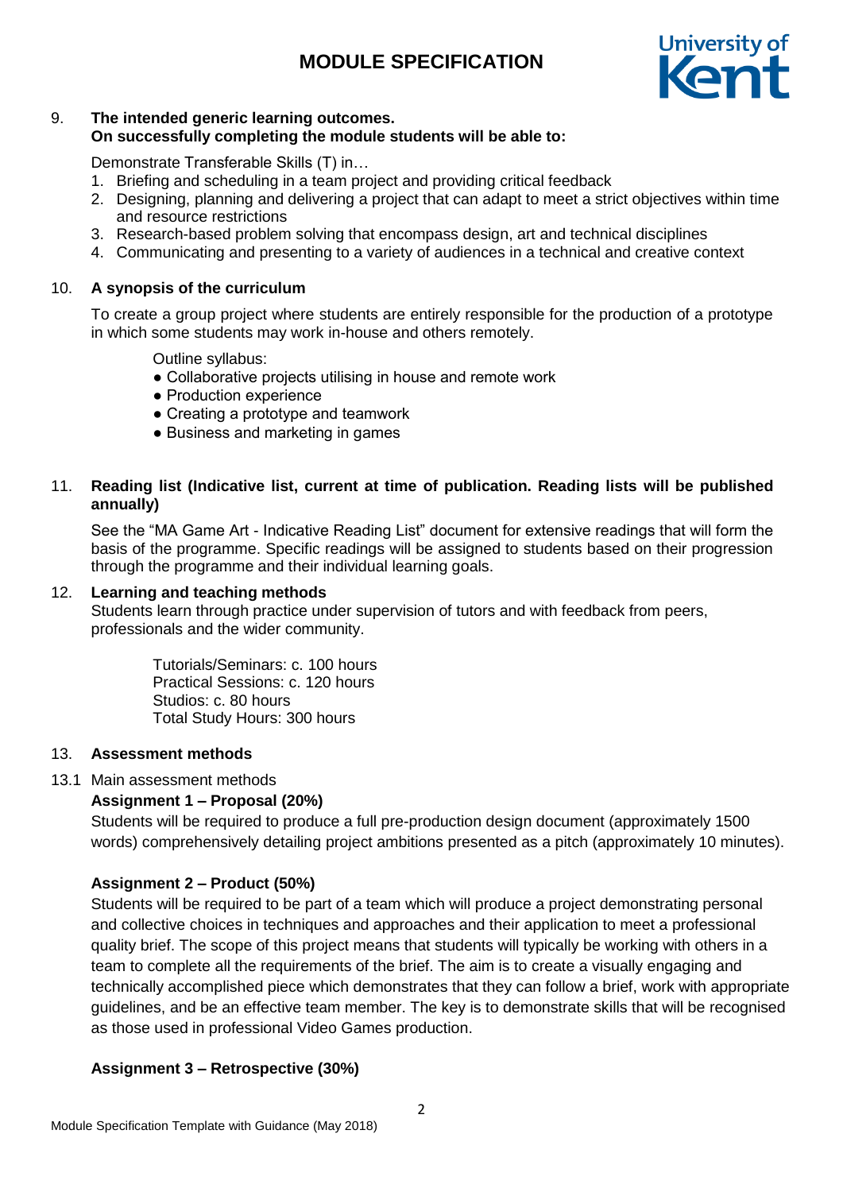9. **The intended generic learning outcomes.**
   **On successfully completing the module students will be able to:**

   Demonstrate Transferable Skills (T) in…
   1. Briefing and scheduling in a team project and providing critical feedback
   2. Designing, planning and delivering a project that can adapt to meet a strict objectives within time and resource restrictions
   3. Research-based problem solving that encompass design, art and technical disciplines
   4. Communicating and presenting to a variety of audiences in a technical and creative context

10. **A synopsis of the curriculum**

    To create a group project where students are entirely responsible for the production of a prototype in which some students may work in-house and others remotely.

    Outline syllabus:
    - Collaborative projects utilising in house and remote work
    - Production experience
    - Creating a prototype and teamwork
    - Business and marketing in games

11. **Reading list (Indicative list, current at time of publication. Reading lists will be published annually)**

    See the "MA Game Art - Indicative Reading List" document for extensive readings that will form the basis of the programme. Specific readings will be assigned to students based on their progression through the programme and their individual learning goals.

12. **Learning and teaching methods**
    Students learn through practice under supervision of tutors and with feedback from peers, professionals and the wider community.

    Tutorials/Seminars: c. 100 hours
    Practical Sessions: c. 120 hours
    Studios: c. 80 hours
    Total Study Hours: 300 hours

13. **Assessment methods**

13.1 Main assessment methods

**Assignment 1 – Proposal (20%)**
Students will be required to produce a full pre-production design document (approximately 1500 words) comprehensively detailing project ambitions presented as a pitch (approximately 10 minutes).

**Assignment 2 – Product (50%)**
Students will be required to be part of a team which will produce a project demonstrating personal and collective choices in techniques and approaches and their application to meet a professional quality brief. The scope of this project means that students will typically be working with others in a team to complete all the requirements of the brief. The aim is to create a visually engaging and technically accomplished piece which demonstrates that they can follow a brief, work with appropriate guidelines, and be an effective team member. The key is to demonstrate skills that will be recognised as those used in professional Video Games production.

**Assignment 3 – Retrospective (30%)**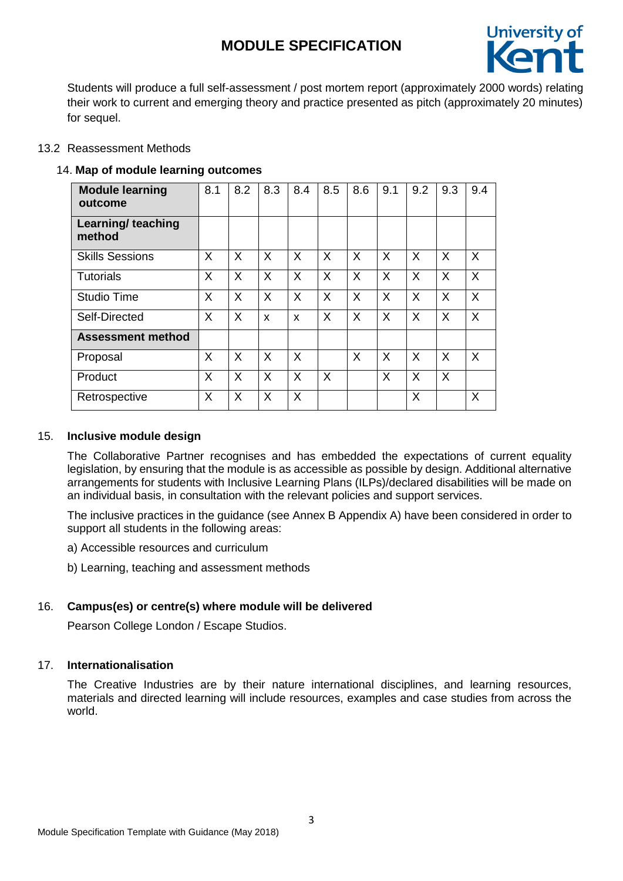Students will produce a full self-assessment / post mortem report (approximately 2000 words) relating their work to current and emerging theory and practice presented as pitch (approximately 20 minutes) for sequel.

13.2 Reassessment Methods

14. **Map of module learning outcomes**

| **Module learning outcome** | 8.1 | 8.2 | 8.3 | 8.4 | 8.5 | 8.6 | 9.1 | 9.2 | 9.3 | 9.4 |
|---|---|---|---|---|---|---|---|---|---|---|
| **Learning/ teaching method** | | | | | | | | | | |
| Skills Sessions | X | X | X | X | X | X | X | X | X | X |
| Tutorials | X | X | X | X | X | X | X | X | X | X |
| Studio Time | X | X | X | X | X | X | X | X | X | X |
| Self-Directed | X | X | x | x | X | X | X | X | X | X |
| **Assessment method** | | | | | | | | | | |
| Proposal | X | X | X | X | | X | X | X | X | X |
| Product | X | X | X | X | X | | X | X | X | |
| Retrospective | X | X | X | X | | | | X | | X |

## 15. Inclusive module design

The Collaborative Partner recognises and has embedded the expectations of current equality legislation, by ensuring that the module is as accessible as possible by design. Additional alternative arrangements for students with Inclusive Learning Plans (ILPs)/declared disabilities will be made on an individual basis, in consultation with the relevant policies and support services.

The inclusive practices in the guidance (see Annex B Appendix A) have been considered in order to support all students in the following areas:

a) Accessible resources and curriculum

b) Learning, teaching and assessment methods

## 16. Campus(es) or centre(s) where module will be delivered

Pearson College London / Escape Studios.

## 17. Internationalisation

The Creative Industries are by their nature international disciplines, and learning resources, materials and directed learning will include resources, examples and case studies from across the world.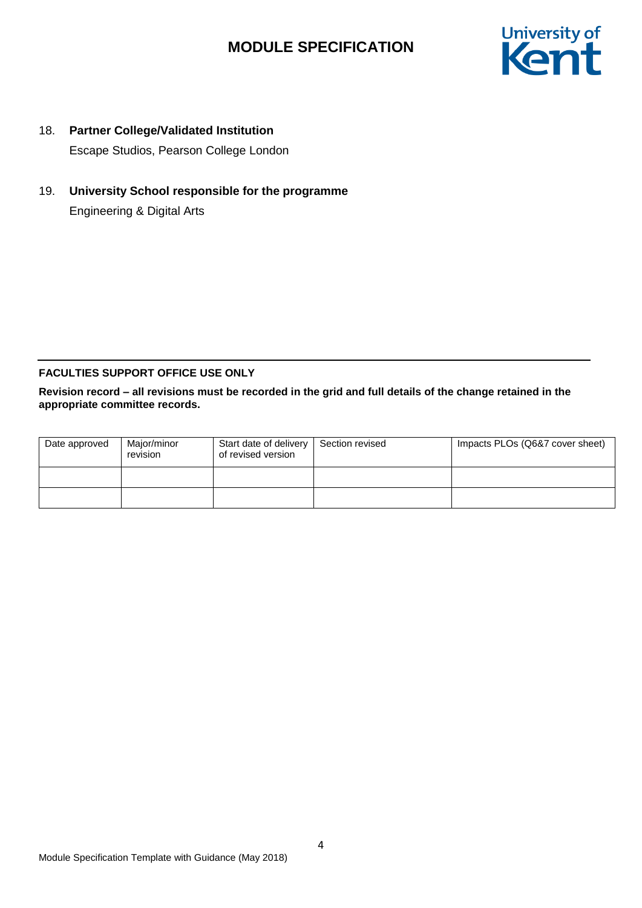18. **Partner College/Validated Institution**

    Escape Studios, Pearson College London

19. **University School responsible for the programme**

    Engineering & Digital Arts

---

**FACULTIES SUPPORT OFFICE USE ONLY**

**Revision record – all revisions must be recorded in the grid and full details of the change retained in the appropriate committee records.**

| Date approved | Major/minor revision | Start date of delivery of revised version | Section revised | Impacts PLOs (Q6&7 cover sheet) |
|---|---|---|---|---|
| | | | | |
| | | | | |